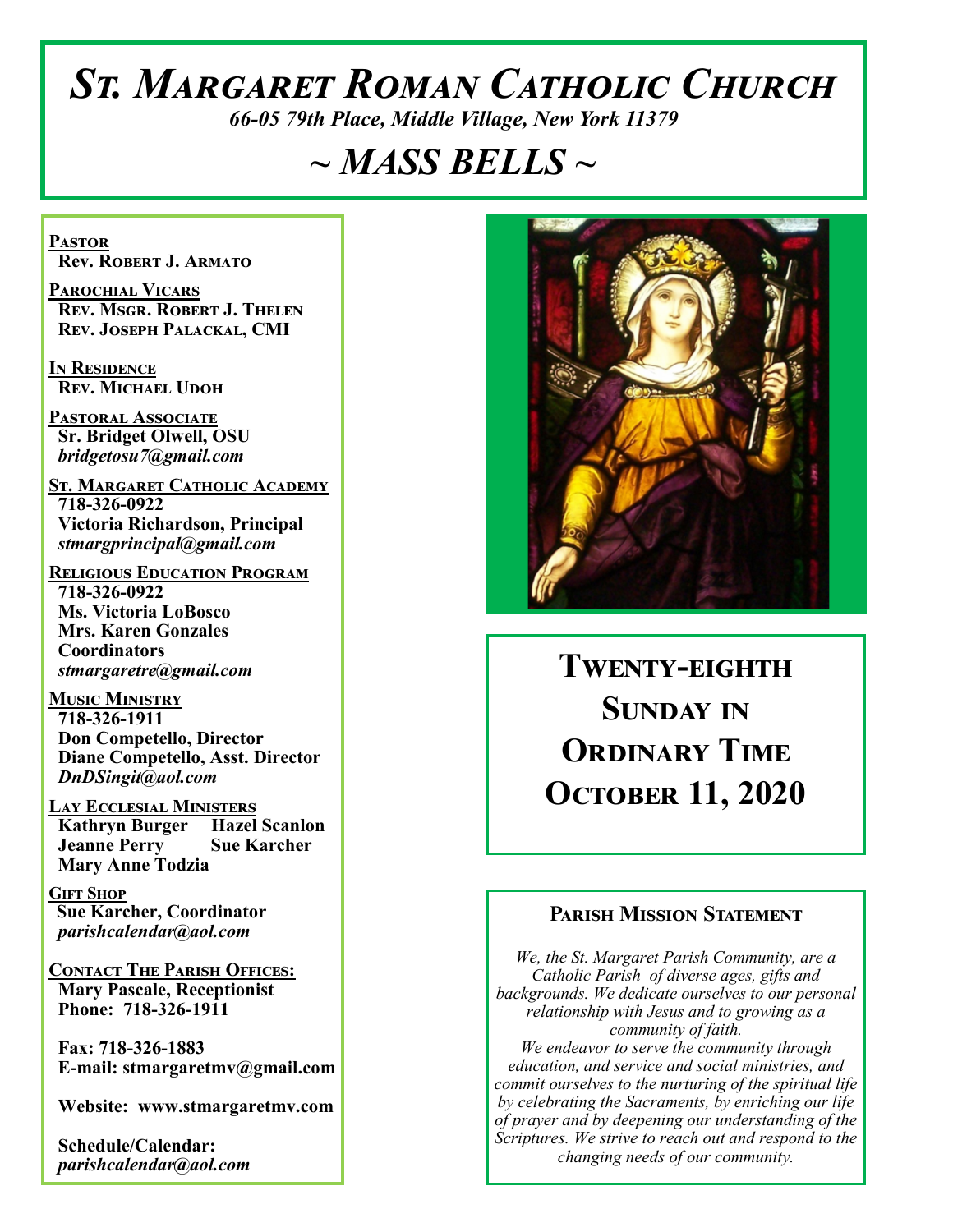# St. Margaret Roman Catholic Church

*66-05 79th Place, Middle Village, New York 11379*

## ~ MASS BELLS ~

**Pastor**
Rev. Robert J. Armato

**Parochial Vicars**
Rev. Msgr. Robert J. Thelen
Rev. Joseph Palackal, CMI

**In Residence**
Rev. Michael Udoh

**Pastoral Associate**
Sr. Bridget Olwell, OSU
*bridgetosu7@gmail.com*

**St. Margaret Catholic Academy**
718-326-0922
Victoria Richardson, Principal
*stmargprincipal@gmail.com*

**Religious Education Program**
718-326-0922
Ms. Victoria LoBosco
Mrs. Karen Gonzales
Coordinators
*stmargaretre@gmail.com*

**Music Ministry**
718-326-1911
Don Competello, Director
Diane Competello, Asst. Director
*DnDSingit@aol.com*

**Lay Ecclesial Ministers**
Kathryn Burger
Hazel Scanlon
Jeanne Perry
Sue Karcher
Mary Anne Todzia

**Gift Shop**
Sue Karcher, Coordinator
*parishcalendar@aol.com*

**Contact The Parish Offices:**
Mary Pascale, Receptionist
Phone: 718-326-1911

Fax: 718-326-1883
E-mail: stmargaretmv@gmail.com

Website: www.stmargaretmv.com

Schedule/Calendar:
*parishcalendar@aol.com*

## Twenty-eighth Sunday in Ordinary Time
## October 11, 2020

### Parish Mission Statement

*We, the St. Margaret Parish Community, are a Catholic Parish of diverse ages, gifts and backgrounds. We dedicate ourselves to our personal relationship with Jesus and to growing as a community of faith.*
*We endeavor to serve the community through education, and service and social ministries, and commit ourselves to the nurturing of the spiritual life by celebrating the Sacraments, by enriching our life of prayer and by deepening our understanding of the Scriptures. We strive to reach out and respond to the changing needs of our community.*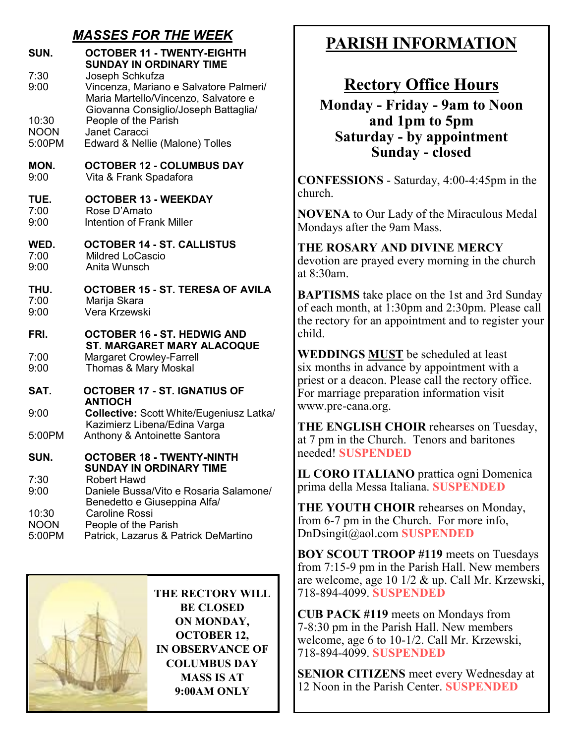## *MASSES FOR THE WEEK*

**SUN. OCTOBER 11 - TWENTY-EIGHTH SUNDAY IN ORDINARY TIME**

- 7:30 Joseph Schkufza
- 9:00 Vincenza, Mariano e Salvatore Palmeri/ Maria Martello/Vincenzo, Salvatore e Giovanna Consiglio/Joseph Battaglia/
- 10:30 People of the Parish
- NOON Janet Caracci
- 5:00PM Edward & Nellie (Malone) Tolles

**MON. OCTOBER 12 - COLUMBUS DAY**

- 9:00 Vita & Frank Spadafora

**TUE. OCTOBER 13 - WEEKDAY**

- 7:00 Rose D'Amato
- 9:00 Intention of Frank Miller

**WED. OCTOBER 14 - ST. CALLISTUS**

- 7:00 Mildred LoCascio
- 9:00 Anita Wunsch

**THU. OCTOBER 15 - ST. TERESA OF AVILA**

- 7:00 Marija Skara
- 9:00 Vera Krzewski

**FRI. OCTOBER 16 - ST. HEDWIG AND ST. MARGARET MARY ALACOQUE**

- 7:00 Margaret Crowley-Farrell
- 9:00 Thomas & Mary Moskal

**SAT. OCTOBER 17 - ST. IGNATIUS OF ANTIOCH**

- 9:00 **Collective:** Scott White/Eugeniusz Latka/ Kazimierz Libena/Edina Varga
- 5:00PM Anthony & Antoinette Santora

**SUN. OCTOBER 18 - TWENTY-NINTH SUNDAY IN ORDINARY TIME**

- 7:30 Robert Hawd
- 9:00 Daniele Bussa/Vito e Rosaria Salamone/ Benedetto e Giuseppina Alfa/
- 10:30 Caroline Rossi
- NOON People of the Parish
- 5:00PM Patrick, Lazarus & Patrick DeMartino

**THE RECTORY WILL BE CLOSED ON MONDAY, OCTOBER 12, IN OBSERVANCE OF COLUMBUS DAY MASS IS AT 9:00AM ONLY**

# PARISH INFORMATION

## Rectory Office Hours

**Monday - Friday - 9am to Noon and 1pm to 5pm**
**Saturday - by appointment**
**Sunday - closed**

**CONFESSIONS** - Saturday, 4:00-4:45pm in the church.

**NOVENA** to Our Lady of the Miraculous Medal Mondays after the 9am Mass.

**THE ROSARY AND DIVINE MERCY** devotion are prayed every morning in the church at 8:30am.

**BAPTISMS** take place on the 1st and 3rd Sunday of each month, at 1:30pm and 2:30pm. Please call the rectory for an appointment and to register your child.

**WEDDINGS <u>MUST</u>** be scheduled at least six months in advance by appointment with a priest or a deacon. Please call the rectory office. For marriage preparation information visit www.pre-cana.org.

**THE ENGLISH CHOIR** rehearses on Tuesday, at 7 pm in the Church. Tenors and baritones needed! **SUSPENDED**

**IL CORO ITALIANO** prattica ogni Domenica prima della Messa Italiana. **SUSPENDED**

**THE YOUTH CHOIR** rehearses on Monday, from 6-7 pm in the Church. For more info, DnDsingit@aol.com **SUSPENDED**

**BOY SCOUT TROOP #119** meets on Tuesdays from 7:15-9 pm in the Parish Hall. New members are welcome, age 10 1/2 & up. Call Mr. Krzewski, 718-894-4099. **SUSPENDED**

**CUB PACK #119** meets on Mondays from 7-8:30 pm in the Parish Hall. New members welcome, age 6 to 10-1/2. Call Mr. Krzewski, 718-894-4099. **SUSPENDED**

**SENIOR CITIZENS** meet every Wednesday at 12 Noon in the Parish Center. **SUSPENDED**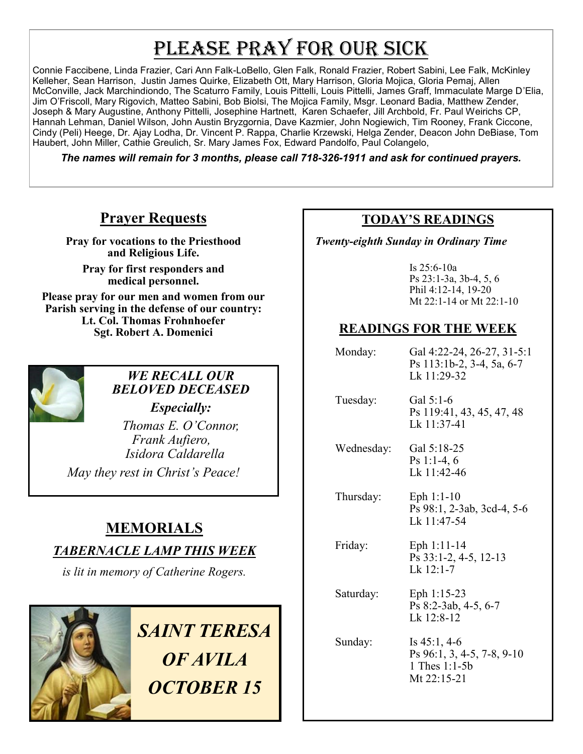# Please Pray for Our Sick

Connie Faccibene, Linda Frazier, Cari Ann Falk-LoBello, Glen Falk, Ronald Frazier, Robert Sabini, Lee Falk, McKinley Kelleher, Sean Harrison, Justin James Quirke, Elizabeth Ott, Mary Harrison, Gloria Mojica, Gloria Pemaj, Allen McConville, Jack Marchindiondo, The Scaturro Family, Louis Pittelli, Louis Pittelli, James Graff, Immaculate Marge D'Elia, Jim O'Friscoll, Mary Rigovich, Matteo Sabini, Bob Biolsi, The Mojica Family, Msgr. Leonard Badia, Matthew Zender, Joseph & Mary Augustine, Anthony Pittelli, Josephine Hartnett, Karen Schaefer, Jill Archbold, Fr. Paul Weirichs CP, Hannah Lehman, Daniel Wilson, John Austin Bryzgornia, Dave Kazmier, John Nogiewich, Tim Rooney, Frank Ciccone, Cindy (Peli) Heege, Dr. Ajay Lodha, Dr. Vincent P. Rappa, Charlie Krzewski, Helga Zender, Deacon John DeBiase, Tom Haubert, John Miller, Cathie Greulich, Sr. Mary James Fox, Edward Pandolfo, Paul Colangelo,

***The names will remain for 3 months, please call 718-326-1911 and ask for continued prayers.***

## Prayer Requests

**Pray for vocations to the Priesthood and Religious Life.**

**Pray for first responders and medical personnel.**

**Please pray for our men and women from our Parish serving in the defense of our country:**
**Lt. Col. Thomas Frohnhoefer**
**Sgt. Robert A. Domenici**

***WE RECALL OUR BELOVED DECEASED***

***Especially:***

*Thomas E. O'Connor,*
*Frank Aufiero,*
*Isidora Caldarella*

*May they rest in Christ's Peace!*

## MEMORIALS

***TABERNACLE LAMP THIS WEEK***

*is lit in memory of Catherine Rogers.*

***SAINT TERESA OF AVILA OCTOBER 15***

## TODAY'S READINGS

***Twenty-eighth Sunday in Ordinary Time***

Is 25:6-10a
Ps 23:1-3a, 3b-4, 5, 6
Phil 4:12-14, 19-20
Mt 22:1-14 or Mt 22:1-10

## READINGS FOR THE WEEK

| | |
|---|---|
| Monday: | Gal 4:22-24, 26-27, 31-5:1<br>Ps 113:1b-2, 3-4, 5a, 6-7<br>Lk 11:29-32 |
| Tuesday: | Gal 5:1-6<br>Ps 119:41, 43, 45, 47, 48<br>Lk 11:37-41 |
| Wednesday: | Gal 5:18-25<br>Ps 1:1-4, 6<br>Lk 11:42-46 |
| Thursday: | Eph 1:1-10<br>Ps 98:1, 2-3ab, 3cd-4, 5-6<br>Lk 11:47-54 |
| Friday: | Eph 1:11-14<br>Ps 33:1-2, 4-5, 12-13<br>Lk 12:1-7 |
| Saturday: | Eph 1:15-23<br>Ps 8:2-3ab, 4-5, 6-7<br>Lk 12:8-12 |
| Sunday: | Is 45:1, 4-6<br>Ps 96:1, 3, 4-5, 7-8, 9-10<br>1 Thes 1:1-5b<br>Mt 22:15-21 |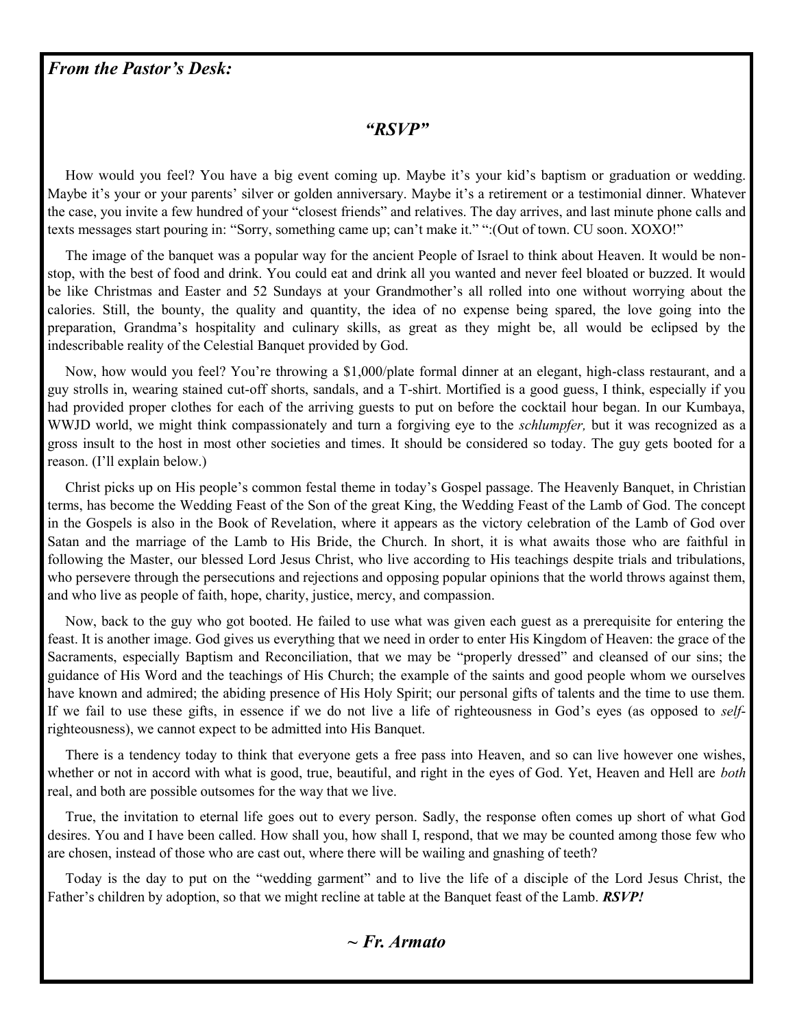*From the Pastor's Desk:*

## *"RSVP"*

How would you feel? You have a big event coming up. Maybe it's your kid's baptism or graduation or wedding. Maybe it's your or your parents' silver or golden anniversary. Maybe it's a retirement or a testimonial dinner. Whatever the case, you invite a few hundred of your "closest friends" and relatives. The day arrives, and last minute phone calls and texts messages start pouring in: "Sorry, something came up; can't make it." ":(Out of town. CU soon. XOXO!"

The image of the banquet was a popular way for the ancient People of Israel to think about Heaven. It would be non-stop, with the best of food and drink. You could eat and drink all you wanted and never feel bloated or buzzed. It would be like Christmas and Easter and 52 Sundays at your Grandmother's all rolled into one without worrying about the calories. Still, the bounty, the quality and quantity, the idea of no expense being spared, the love going into the preparation, Grandma's hospitality and culinary skills, as great as they might be, all would be eclipsed by the indescribable reality of the Celestial Banquet provided by God.

Now, how would you feel? You're throwing a $1,000/plate formal dinner at an elegant, high-class restaurant, and a guy strolls in, wearing stained cut-off shorts, sandals, and a T-shirt. Mortified is a good guess, I think, especially if you had provided proper clothes for each of the arriving guests to put on before the cocktail hour began. In our Kumbaya, WWJD world, we might think compassionately and turn a forgiving eye to the *schlumpfer,* but it was recognized as a gross insult to the host in most other societies and times. It should be considered so today. The guy gets booted for a reason. (I'll explain below.)

Christ picks up on His people's common festal theme in today's Gospel passage. The Heavenly Banquet, in Christian terms, has become the Wedding Feast of the Son of the great King, the Wedding Feast of the Lamb of God. The concept in the Gospels is also in the Book of Revelation, where it appears as the victory celebration of the Lamb of God over Satan and the marriage of the Lamb to His Bride, the Church. In short, it is what awaits those who are faithful in following the Master, our blessed Lord Jesus Christ, who live according to His teachings despite trials and tribulations, who persevere through the persecutions and rejections and opposing popular opinions that the world throws against them, and who live as people of faith, hope, charity, justice, mercy, and compassion.

Now, back to the guy who got booted. He failed to use what was given each guest as a prerequisite for entering the feast. It is another image. God gives us everything that we need in order to enter His Kingdom of Heaven: the grace of the Sacraments, especially Baptism and Reconciliation, that we may be "properly dressed" and cleansed of our sins; the guidance of His Word and the teachings of His Church; the example of the saints and good people whom we ourselves have known and admired; the abiding presence of His Holy Spirit; our personal gifts of talents and the time to use them. If we fail to use these gifts, in essence if we do not live a life of righteousness in God's eyes (as opposed to *self*-righteousness), we cannot expect to be admitted into His Banquet.

There is a tendency today to think that everyone gets a free pass into Heaven, and so can live however one wishes, whether or not in accord with what is good, true, beautiful, and right in the eyes of God. Yet, Heaven and Hell are *both* real, and both are possible outsomes for the way that we live.

True, the invitation to eternal life goes out to every person. Sadly, the response often comes up short of what God desires. You and I have been called. How shall you, how shall I, respond, that we may be counted among those few who are chosen, instead of those who are cast out, where there will be wailing and gnashing of teeth?

Today is the day to put on the "wedding garment" and to live the life of a disciple of the Lord Jesus Christ, the Father's children by adoption, so that we might recline at table at the Banquet feast of the Lamb. ***RSVP!***

***~ Fr. Armato***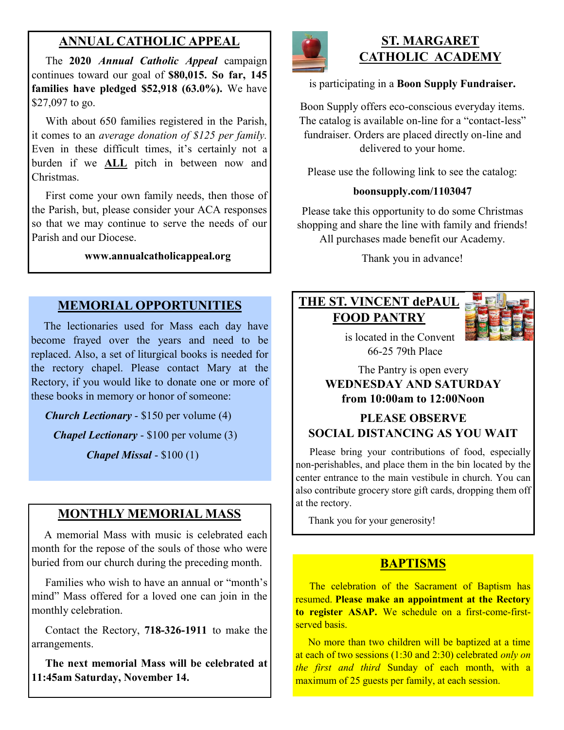## ANNUAL CATHOLIC APPEAL

The **2020 *Annual Catholic Appeal*** campaign continues toward our goal of **$80,015. So far, 145 families have pledged $52,918 (63.0%).** We have $27,097 to go.

With about 650 families registered in the Parish, it comes to an *average donation of $125 per family.* Even in these difficult times, it's certainly not a burden if we **ALL** pitch in between now and Christmas.

First come your own family needs, then those of the Parish, but, please consider your ACA responses so that we may continue to serve the needs of our Parish and our Diocese.

**www.annualcatholicappeal.org**

## MEMORIAL OPPORTUNITIES

The lectionaries used for Mass each day have become frayed over the years and need to be replaced. Also, a set of liturgical books is needed for the rectory chapel. Please contact Mary at the Rectory, if you would like to donate one or more of these books in memory or honor of someone:

***Church Lectionary*** - $150 per volume (4)

***Chapel Lectionary*** - $100 per volume (3)

***Chapel Missal*** - $100 (1)

## MONTHLY MEMORIAL MASS

A memorial Mass with music is celebrated each month for the repose of the souls of those who were buried from our church during the preceding month.

Families who wish to have an annual or "month's mind" Mass offered for a loved one can join in the monthly celebration.

Contact the Rectory, **718-326-1911** to make the arrangements.

**The next memorial Mass will be celebrated at 11:45am Saturday, November 14.**

## ST. MARGARET CATHOLIC ACADEMY

is participating in a **Boon Supply Fundraiser.**

Boon Supply offers eco-conscious everyday items. The catalog is available on-line for a "contact-less" fundraiser. Orders are placed directly on-line and delivered to your home.

Please use the following link to see the catalog:

**boonsupply.com/1103047**

Please take this opportunity to do some Christmas shopping and share the line with family and friends! All purchases made benefit our Academy.

Thank you in advance!

## THE ST. VINCENT dePAUL FOOD PANTRY

is located in the Convent
66-25 79th Place

The Pantry is open every
**WEDNESDAY AND SATURDAY from 10:00am to 12:00Noon**

**PLEASE OBSERVE SOCIAL DISTANCING AS YOU WAIT**

Please bring your contributions of food, especially non-perishables, and place them in the bin located by the center entrance to the main vestibule in church. You can also contribute grocery store gift cards, dropping them off at the rectory.

Thank you for your generosity!

## BAPTISMS

The celebration of the Sacrament of Baptism has resumed. **Please make an appointment at the Rectory to register ASAP.** We schedule on a first-come-first-served basis.

No more than two children will be baptized at a time at each of two sessions (1:30 and 2:30) celebrated *only on the first and third* Sunday of each month, with a maximum of 25 guests per family, at each session.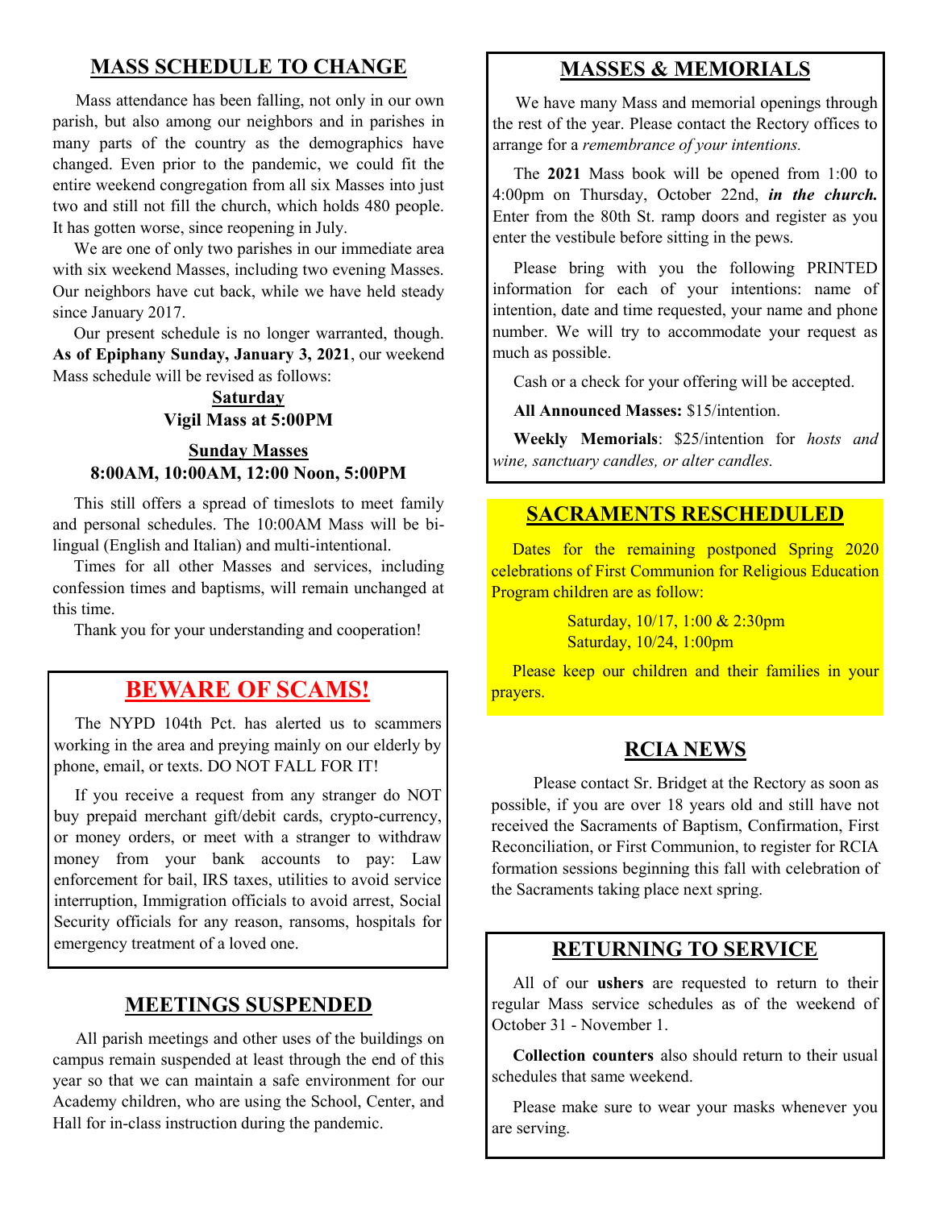## MASS SCHEDULE TO CHANGE

Mass attendance has been falling, not only in our own parish, but also among our neighbors and in parishes in many parts of the country as the demographics have changed. Even prior to the pandemic, we could fit the entire weekend congregation from all six Masses into just two and still not fill the church, which holds 480 people. It has gotten worse, since reopening in July.

We are one of only two parishes in our immediate area with six weekend Masses, including two evening Masses. Our neighbors have cut back, while we have held steady since January 2017.

Our present schedule is no longer warranted, though. **As of Epiphany Sunday, January 3, 2021**, our weekend Mass schedule will be revised as follows:

**Saturday**
**Vigil Mass at 5:00PM**

**Sunday Masses**
**8:00AM, 10:00AM, 12:00 Noon, 5:00PM**

This still offers a spread of timeslots to meet family and personal schedules. The 10:00AM Mass will be bi-lingual (English and Italian) and multi-intentional.

Times for all other Masses and services, including confession times and baptisms, will remain unchanged at this time.

Thank you for your understanding and cooperation!

## BEWARE OF SCAMS!

The NYPD 104th Pct. has alerted us to scammers working in the area and preying mainly on our elderly by phone, email, or texts. DO NOT FALL FOR IT!

If you receive a request from any stranger do NOT buy prepaid merchant gift/debit cards, crypto-currency, or money orders, or meet with a stranger to withdraw money from your bank accounts to pay: Law enforcement for bail, IRS taxes, utilities to avoid service interruption, Immigration officials to avoid arrest, Social Security officials for any reason, ransoms, hospitals for emergency treatment of a loved one.

## MEETINGS SUSPENDED

All parish meetings and other uses of the buildings on campus remain suspended at least through the end of this year so that we can maintain a safe environment for our Academy children, who are using the School, Center, and Hall for in-class instruction during the pandemic.

## MASSES & MEMORIALS

We have many Mass and memorial openings through the rest of the year. Please contact the Rectory offices to arrange for a *remembrance of your intentions.*

The **2021** Mass book will be opened from 1:00 to 4:00pm on Thursday, October 22nd, ***in the church.*** Enter from the 80th St. ramp doors and register as you enter the vestibule before sitting in the pews.

Please bring with you the following PRINTED information for each of your intentions: name of intention, date and time requested, your name and phone number. We will try to accommodate your request as much as possible.

Cash or a check for your offering will be accepted.

**All Announced Masses:** $15/intention.

**Weekly Memorials**: $25/intention for *hosts and wine, sanctuary candles, or alter candles.*

## SACRAMENTS RESCHEDULED

Dates for the remaining postponed Spring 2020 celebrations of First Communion for Religious Education Program children are as follow:

Saturday, 10/17, 1:00 & 2:30pm
Saturday, 10/24, 1:00pm

Please keep our children and their families in your prayers.

## RCIA NEWS

Please contact Sr. Bridget at the Rectory as soon as possible, if you are over 18 years old and still have not received the Sacraments of Baptism, Confirmation, First Reconciliation, or First Communion, to register for RCIA formation sessions beginning this fall with celebration of the Sacraments taking place next spring.

## RETURNING TO SERVICE

All of our **ushers** are requested to return to their regular Mass service schedules as of the weekend of October 31 - November 1.

**Collection counters** also should return to their usual schedules that same weekend.

Please make sure to wear your masks whenever you are serving.